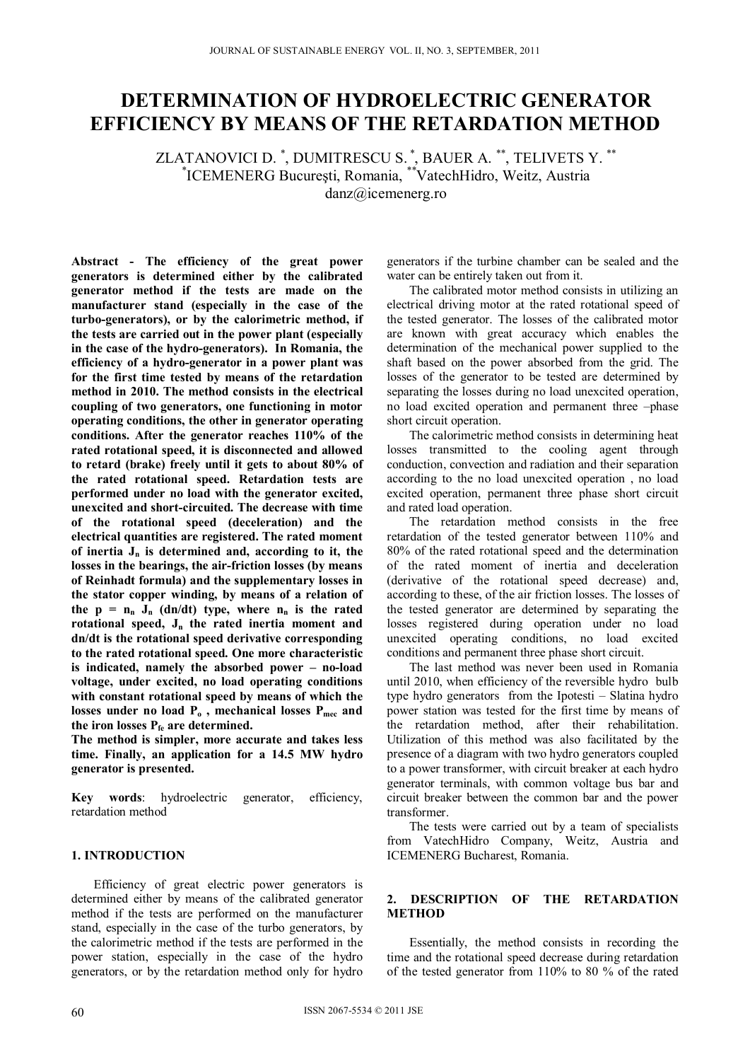# DETERMINATION OF HYDROELECTRIC GENERATOR EFFICIENCY BY MEANS OF THE RETARDATION METHOD

ZLATANOVICI D. [*], DUMITRESCU S. [*], BAUER A. [**], TELIVETS Y. [**]

[*]ICEMENERG Bucureşti, Romania, [**]VatechHidro, Weitz, Austria

danz@icemenerg.ro

**Abstract - The efficiency of the great power generators is determined either by the calibrated generator method if the tests are made on the manufacturer stand (especially in the case of the turbo-generators), or by the calorimetric method, if the tests are carried out in the power plant (especially in the case of the hydro-generators). In Romania, the efficiency of a hydro-generator in a power plant was for the first time tested by means of the retardation method in 2010. The method consists in the electrical coupling of two generators, one functioning in motor operating conditions, the other in generator operating conditions. After the generator reaches 110% of the rated rotational speed, it is disconnected and allowed to retard (brake) freely until it gets to about 80% of the rated rotational speed. Retardation tests are performed under no load with the generator excited, unexcited and short-circuited. The decrease with time of the rotational speed (deceleration) and the electrical quantities are registered. The rated moment of inertia $J_n$ is determined and, according to it, the losses in the bearings, the air-friction losses (by means of Reinhadt formula) and the supplementary losses in the stator copper winding, by means of a relation of the $p = n_n J_n (dn/dt)$ type, where $n_n$ is the rated rotational speed, $J_n$ the rated inertia moment and dn/dt is the rotational speed derivative corresponding to the rated rotational speed. One more characteristic is indicated, namely the absorbed power – no-load voltage, under excited, no load operating conditions with constant rotational speed by means of which the losses under no load $P_o$, mechanical losses $P_{mec}$ and the iron losses $P_{fe}$ are determined.**

**The method is simpler, more accurate and takes less time. Finally, an application for a 14.5 MW hydro generator is presented.**

**Key words**: hydroelectric generator, efficiency, retardation method

## 1. INTRODUCTION

Efficiency of great electric power generators is determined either by means of the calibrated generator method if the tests are performed on the manufacturer stand, especially in the case of the turbo generators, by the calorimetric method if the tests are performed in the power station, especially in the case of the hydro generators, or by the retardation method only for hydro generators if the turbine chamber can be sealed and the water can be entirely taken out from it.

The calibrated motor method consists in utilizing an electrical driving motor at the rated rotational speed of the tested generator. The losses of the calibrated motor are known with great accuracy which enables the determination of the mechanical power supplied to the shaft based on the power absorbed from the grid. The losses of the generator to be tested are determined by separating the losses during no load unexcited operation, no load excited operation and permanent three –phase short circuit operation.

The calorimetric method consists in determining heat losses transmitted to the cooling agent through conduction, convection and radiation and their separation according to the no load unexcited operation , no load excited operation, permanent three phase short circuit and rated load operation.

The retardation method consists in the free retardation of the tested generator between 110% and 80% of the rated rotational speed and the determination of the rated moment of inertia and deceleration (derivative of the rotational speed decrease) and, according to these, of the air friction losses. The losses of the tested generator are determined by separating the losses registered during operation under no load unexcited operating conditions, no load excited conditions and permanent three phase short circuit.

The last method was never been used in Romania until 2010, when efficiency of the reversible hydro bulb type hydro generators from the Ipotesti – Slatina hydro power station was tested for the first time by means of the retardation method, after their rehabilitation. Utilization of this method was also facilitated by the presence of a diagram with two hydro generators coupled to a power transformer, with circuit breaker at each hydro generator terminals, with common voltage bus bar and circuit breaker between the common bar and the power transformer.

The tests were carried out by a team of specialists from VatechHidro Company, Weitz, Austria and ICEMENERG Bucharest, Romania.

## 2. DESCRIPTION OF THE RETARDATION METHOD

Essentially, the method consists in recording the time and the rotational speed decrease during retardation of the tested generator from 110% to 80 % of the rated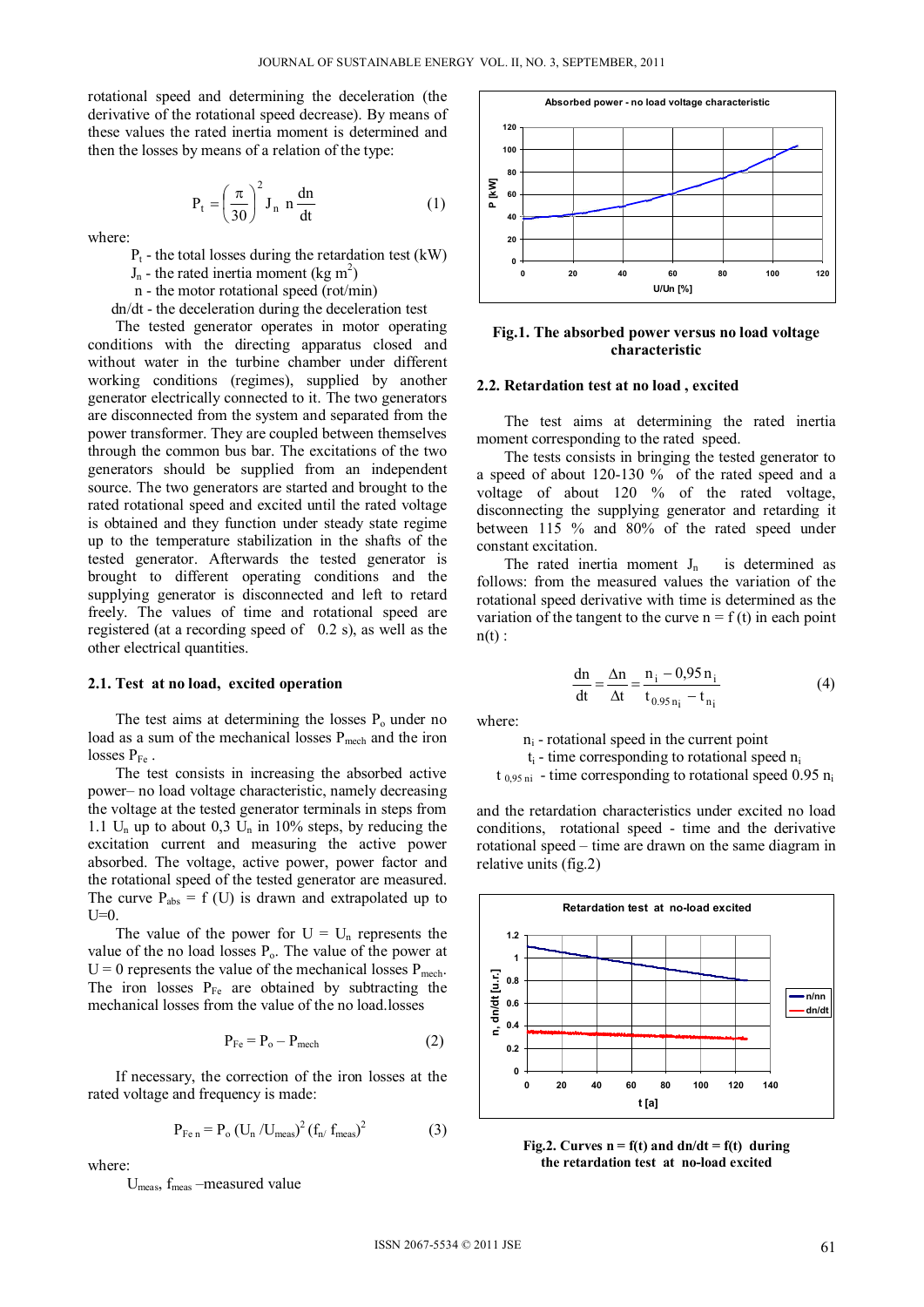rotational speed and determining the deceleration (the derivative of the rotational speed decrease). By means of these values the rated inertia moment is determined and then the losses by means of a relation of the type:

$$P_t = \left(\frac{\pi}{30}\right)^2 J_n \, n \, \frac{dn}{dt} \tag{1}$$

where:

$P_t$ - the total losses during the retardation test (kW)

$J_n$ - the rated inertia moment (kg $m^2$)

n - the motor rotational speed (rot/min)

dn/dt - the deceleration during the deceleration test

The tested generator operates in motor operating conditions with the directing apparatus closed and without water in the turbine chamber under different working conditions (regimes), supplied by another generator electrically connected to it. The two generators are disconnected from the system and separated from the power transformer. They are coupled between themselves through the common bus bar. The excitations of the two generators should be supplied from an independent source. The two generators are started and brought to the rated rotational speed and excited until the rated voltage is obtained and they function under steady state regime up to the temperature stabilization in the shafts of the tested generator. Afterwards the tested generator is brought to different operating conditions and the supplying generator is disconnected and left to retard freely. The values of time and rotational speed are registered (at a recording speed of 0.2 s), as well as the other electrical quantities.

## 2.1. Test at no load, excited operation

The test aims at determining the losses $P_o$ under no load as a sum of the mechanical losses $P_{mech}$ and the iron losses $P_{Fe}$ .

The test consists in increasing the absorbed active power– no load voltage characteristic, namely decreasing the voltage at the tested generator terminals in steps from 1.1 $U_n$ up to about 0,3 $U_n$ in 10% steps, by reducing the excitation current and measuring the active power absorbed. The voltage, active power, power factor and the rotational speed of the tested generator are measured. The curve $P_{abs} = f(U)$ is drawn and extrapolated up to U=0.

The value of the power for $U = U_n$ represents the value of the no load losses $P_o$. The value of the power at U = 0 represents the value of the mechanical losses $P_{mech}$. The iron losses $P_{Fe}$ are obtained by subtracting the mechanical losses from the value of the no load.losses

$$P_{Fe} = P_o - P_{mech} \tag{2}$$

If necessary, the correction of the iron losses at the rated voltage and frequency is made:

$$P_{Fe\,n} = P_o\,(U_n/U_{meas})^2\,(f_n/f_{meas})^2 \tag{3}$$

where:

$U_{meas}$, $f_{meas}$ –measured value

Fig.1. The absorbed power versus no load voltage characteristic

## 2.2. Retardation test at no load , excited

The test aims at determining the rated inertia moment corresponding to the rated speed.

The tests consists in bringing the tested generator to a speed of about 120-130 % of the rated speed and a voltage of about 120 % of the rated voltage, disconnecting the supplying generator and retarding it between 115 % and 80% of the rated speed under constant excitation.

The rated inertia moment $J_n$ is determined as follows: from the measured values the variation of the rotational speed derivative with time is determined as the variation of the tangent to the curve n = f (t) in each point n(t) :

$$\frac{dn}{dt} = \frac{\Delta n}{\Delta t} = \frac{n_i - 0{,}95\,n_i}{t_{0.95\,n_i} - t_{n_i}} \tag{4}$$

where:

$n_i$ - rotational speed in the current point

$t_i$ - time corresponding to rotational speed $n_i$

$t_{0,95\,ni}$ - time corresponding to rotational speed 0.95 $n_i$

and the retardation characteristics under excited no load conditions, rotational speed - time and the derivative rotational speed – time are drawn on the same diagram in relative units (fig.2)

Fig.2. Curves n = f(t) and dn/dt = f(t) during the retardation test at no-load excited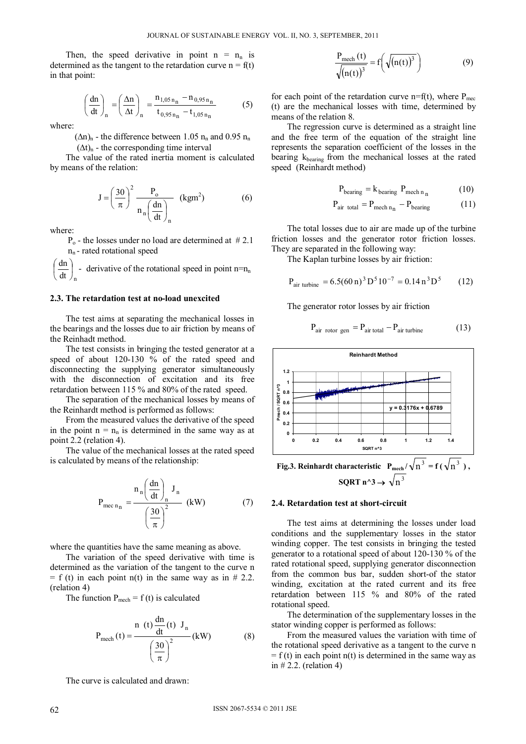Then, the speed derivative in point $n = n_n$ is determined as the tangent to the retardation curve $n = f(t)$ in that point:

$$\left(\frac{dn}{dt}\right)_n = \left(\frac{\Delta n}{\Delta t}\right)_n = \frac{n_{1,05\,n_n} - n_{0,95\,n_n}}{t_{0,95\,n_n} - t_{1,05\,n_n}} \quad (5)$$

where:

$(\Delta n)_n$ - the difference between 1.05 $n_n$ and 0.95 $n_n$

$(\Delta t)_n$ - the corresponding time interval

The value of the rated inertia moment is calculated by means of the relation:

$$J = \left(\frac{30}{\pi}\right)^2 \frac{P_o}{n_n\left(\frac{dn}{dt}\right)_n} \ (\text{kgm}^2) \quad (6)$$

where:

$P_o$ - the losses under no load are determined at # 2.1

$n_n$ - rated rotational speed

$\left(\frac{dn}{dt}\right)_n$ - derivative of the rotational speed in point $n=n_n$

### 2.3. The retardation test at no-load unexcited

The test aims at separating the mechanical losses in the bearings and the losses due to air friction by means of the Reinhadt method.

The test consists in bringing the tested generator at a speed of about 120-130 % of the rated speed and disconnecting the supplying generator simultaneously with the disconnection of excitation and its free retardation between 115 % and 80% of the rated speed.

The separation of the mechanical losses by means of the Reinhardt method is performed as follows:

From the measured values the derivative of the speed in the point $n = n_n$ is determined in the same way as at point 2.2 (relation 4).

The value of the mechanical losses at the rated speed is calculated by means of the relationship:

$$P_{mec\,n_n} = \frac{n_n\left(\frac{dn}{dt}\right)_n J_n}{\left(\frac{30}{\pi}\right)^2} \ (\text{kW}) \quad (7)$$

where the quantities have the same meaning as above.

The variation of the speed derivative with time is determined as the variation of the tangent to the curve $n = f(t)$ in each point $n(t)$ in the same way as in # 2.2. (relation 4)

The function $P_{mech} = f(t)$ is calculated

$$P_{mech}(t) = \frac{n(t)\frac{dn}{dt}(t)\ J_n}{\left(\frac{30}{\pi}\right)^2} (\text{kW}) \quad (8)$$

The curve is calculated and drawn:

$$\frac{P_{mech}(t)}{\sqrt{(n(t))^3}} = f\left(\sqrt{(n(t))^3}\right) \quad (9)$$

for each point of the retardation curve $n=f(t)$, where $P_{mec}(t)$ are the mechanical losses with time, determined by means of the relation 8.

The regression curve is determined as a straight line and the free term of the equation of the straight line represents the separation coefficient of the losses in the bearing $k_{bearing}$ from the mechanical losses at the rated speed (Reinhardt method)

$$P_{bearing} = k_{bearing}\ P_{mech\,n_n} \quad (10)$$

$$P_{air\ total} = P_{mech\,n_n} - P_{bearing} \quad (11)$$

The total losses due to air are made up of the turbine friction losses and the generator rotor friction losses. They are separated in the following way:

The Kaplan turbine losses by air friction:

$$P_{air\ turbine} = 6.5(60\,n)^3 D^5 10^{-7} = 0.14\,n^3 D^5 \quad (12)$$

The generator rotor losses by air friction

$$P_{air\ rotor\ gen} = P_{air\ total} - P_{air\ turbine} \quad (13)$$

**Fig.3. Reinhardt characteristic $P_{mech}/\sqrt{n^3} = f(\sqrt{n^3})$, SQRT n^3 $\rightarrow \sqrt{n^3}$**

### 2.4. Retardation test at short-circuit

The test aims at determining the losses under load conditions and the supplementary losses in the stator winding copper. The test consists in bringing the tested generator to a rotational speed of about 120-130 % of the rated rotational speed, supplying generator disconnection from the common bus bar, sudden short-of the stator winding, excitation at the rated current and its free retardation between 115 % and 80% of the rated rotational speed.

The determination of the supplementary losses in the stator winding copper is performed as follows:

From the measured values the variation with time of the rotational speed derivative as a tangent to the curve $n = f(t)$ in each point $n(t)$ is determined in the same way as in # 2.2. (relation 4)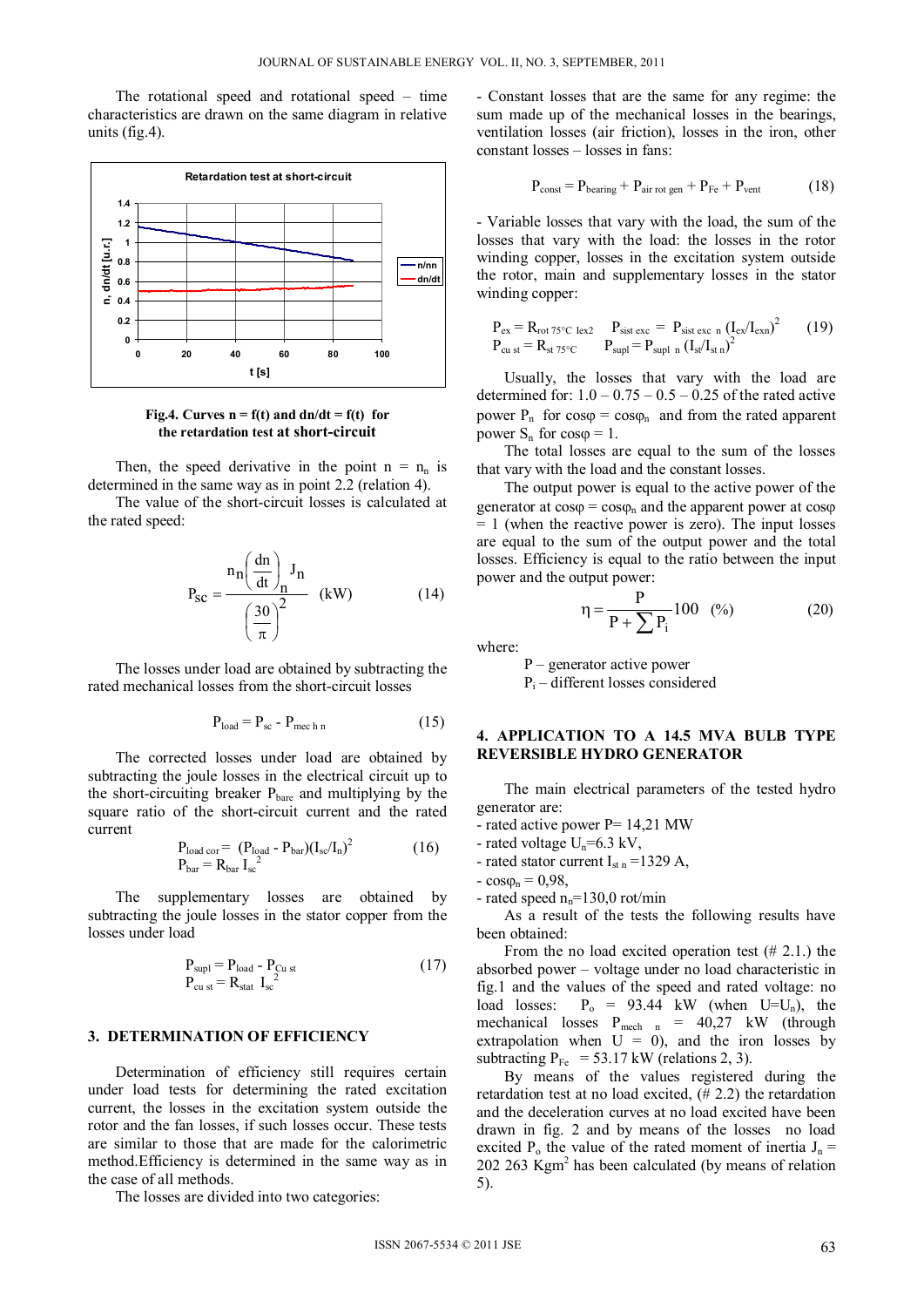The rotational speed and rotational speed – time characteristics are drawn on the same diagram in relative units (fig.4).

**Fig.4. Curves n = f(t) and dn/dt = f(t) for the retardation test at short-circuit**

Then, the speed derivative in the point $n = n_n$ is determined in the same way as in point 2.2 (relation 4).

The value of the short-circuit losses is calculated at the rated speed:

$$P_{sc} = \frac{n_n \left(\frac{dn}{dt}\right)_n J_n}{\left(\frac{30}{\pi}\right)^2} \quad (kW) \tag{14}$$

The losses under load are obtained by subtracting the rated mechanical losses from the short-circuit losses

$$P_{load} = P_{sc} - P_{mec\ h\ n} \tag{15}$$

The corrected losses under load are obtained by subtracting the joule losses in the electrical circuit up to the short-circuiting breaker $P_{bare}$ and multiplying by the square ratio of the short-circuit current and the rated current

$$P_{load\ cor} = (P_{load} - P_{bar})(I_{sc}/I_n)^2 \tag{16}$$
$$P_{bar} = R_{bar}\ I_{sc}^2$$

The supplementary losses are obtained by subtracting the joule losses in the stator copper from the losses under load

$$P_{supl} = P_{load} - P_{Cu\ st} \tag{17}$$
$$P_{cu\ st} = R_{stat}\ I_{sc}^2$$

## 3. DETERMINATION OF EFFICIENCY

Determination of efficiency still requires certain under load tests for determining the rated excitation current, the losses in the excitation system outside the rotor and the fan losses, if such losses occur. These tests are similar to those that are made for the calorimetric method.Efficiency is determined in the same way as in the case of all methods.

The losses are divided into two categories:

- Constant losses that are the same for any regime: the sum made up of the mechanical losses in the bearings, ventilation losses (air friction), losses in the iron, other constant losses – losses in fans:

$$P_{const} = P_{bearing} + P_{air\ rot\ gen} + P_{Fe} + P_{vent} \tag{18}$$

- Variable losses that vary with the load, the sum of the losses that vary with the load: the losses in the rotor winding copper, losses in the excitation system outside the rotor, main and supplementary losses in the stator winding copper:

$$P_{ex} = R_{rot\ 75°C}\ I_{ex2} \quad P_{sist\ exc} = P_{sist\ exc\ n}\ (I_{ex}/I_{exn})^2 \tag{19}$$
$$P_{cu\ st} = R_{st\ 75°C} \quad P_{supl} = P_{supl\ n}\ (I_{st}/I_{st\ n})^2$$

Usually, the losses that vary with the load are determined for: 1.0 – 0.75 – 0.5 – 0.25 of the rated active power $P_n$ for $\cos\varphi = \cos\varphi_n$ and from the rated apparent power $S_n$ for $\cos\varphi = 1$.

The total losses are equal to the sum of the losses that vary with the load and the constant losses.

The output power is equal to the active power of the generator at $\cos\varphi = \cos\varphi_n$ and the apparent power at $\cos\varphi = 1$ (when the reactive power is zero). The input losses are equal to the sum of the output power and the total losses. Efficiency is equal to the ratio between the input power and the output power:

$$\eta = \frac{P}{P + \sum P_i} 100 \quad (\%) \tag{20}$$

where:

$P$ – generator active power
$P_i$ – different losses considered

## 4. APPLICATION TO A 14.5 MVA BULB TYPE REVERSIBLE HYDRO GENERATOR

The main electrical parameters of the tested hydro generator are:

- rated active power P= 14,21 MW
- rated voltage $U_n$=6.3 kV,
- rated stator current $I_{st\ n}$ =1329 A,
- $\cos\varphi_n$ = 0,98,
- rated speed $n_n$=130,0 rot/min

As a result of the tests the following results have been obtained:

From the no load excited operation test (# 2.1.) the absorbed power – voltage under no load characteristic in fig.1 and the values of the speed and rated voltage: no load losses: $P_o$ = 93.44 kW (when $U=U_n$), the mechanical losses $P_{mech\ n}$ = 40,27 kW (through extrapolation when U = 0), and the iron losses by subtracting $P_{Fe}$ = 53.17 kW (relations 2, 3).

By means of the values registered during the retardation test at no load excited, (# 2.2) the retardation and the deceleration curves at no load excited have been drawn in fig. 2 and by means of the losses no load excited $P_o$ the value of the rated moment of inertia $J_n$ = 202 263 Kgm$^2$ has been calculated (by means of relation 5).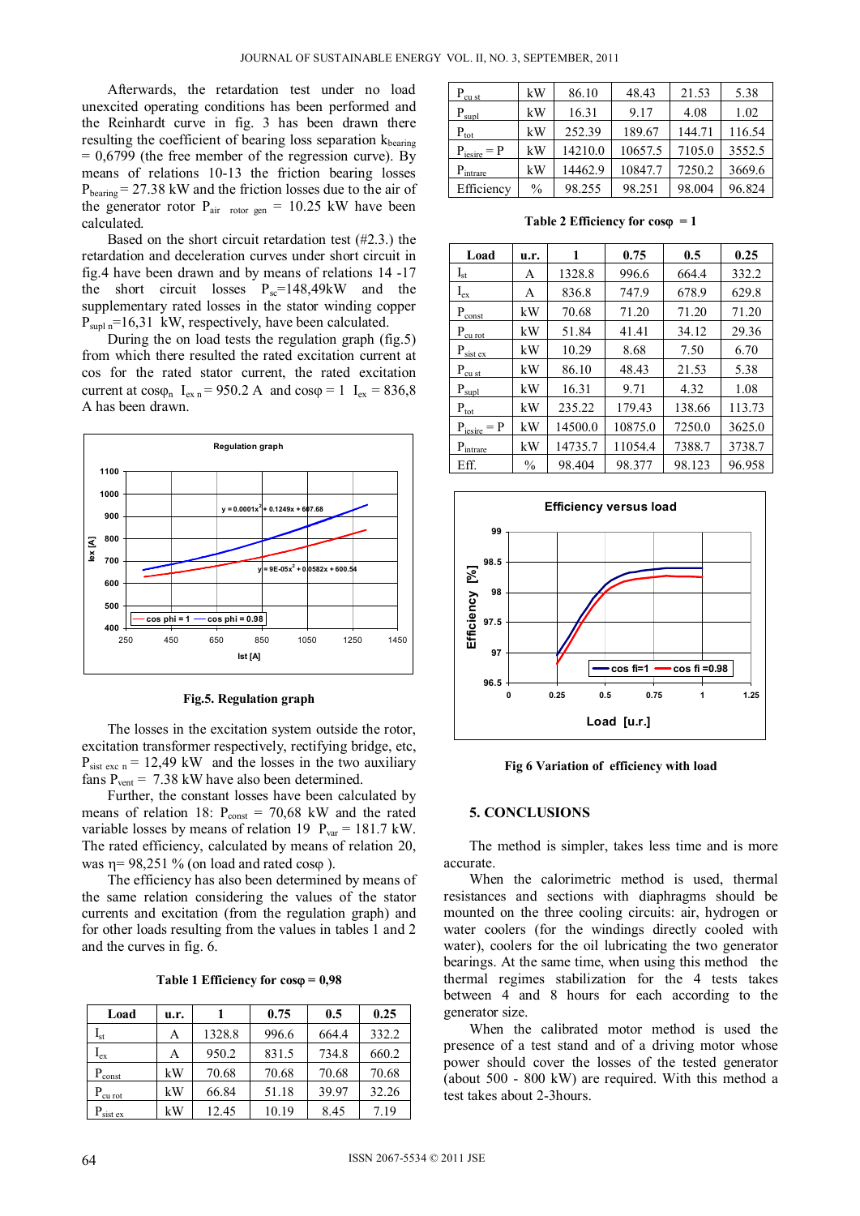Afterwards, the retardation test under no load unexcited operating conditions has been performed and the Reinhardt curve in fig. 3 has been drawn there resulting the coefficient of bearing loss separation $k_{bearing}$ = 0,6799 (the free member of the regression curve). By means of relations 10-13 the friction bearing losses $P_{bearing}$ = 27.38 kW and the friction losses due to the air of the generator rotor $P_{air\ rotor\ gen}$ = 10.25 kW have been calculated.

Based on the short circuit retardation test (#2.3.) the retardation and deceleration curves under short circuit in fig.4 have been drawn and by means of relations 14 -17 the short circuit losses $P_{sc}$=148,49kW and the supplementary rated losses in the stator winding copper $P_{supl\ n}$=16,31 kW, respectively, have been calculated.

During the on load tests the regulation graph (fig.5) from which there resulted the rated excitation current at cos for the rated stator current, the rated excitation current at $\cos\varphi_n$ $I_{ex\ n}$ = 950.2 A and $\cos\varphi = 1$ $I_{ex}$ = 836,8 A has been drawn.

Fig.5. Regulation graph

The losses in the excitation system outside the rotor, excitation transformer respectively, rectifying bridge, etc, $P_{sist\ exc\ n}$ = 12,49 kW and the losses in the two auxiliary fans $P_{vent}$ = 7.38 kW have also been determined.

Further, the constant losses have been calculated by means of relation 18: $P_{const}$ = 70,68 kW and the rated variable losses by means of relation 19 $P_{var}$ = 181.7 kW. The rated efficiency, calculated by means of relation 20, was η= 98,251 % (on load and rated cosφ ).

The efficiency has also been determined by means of the same relation considering the values of the stator currents and excitation (from the regulation graph) and for other loads resulting from the values in tables 1 and 2 and the curves in fig. 6.

**Table 1 Efficiency for cosφ = 0,98**

| Load | u.r. | 1 | 0.75 | 0.5 | 0.25 |
|---|---|---|---|---|---|
| $I_{st}$ | A | 1328.8 | 996.6 | 664.4 | 332.2 |
| $I_{ex}$ | A | 950.2 | 831.5 | 734.8 | 660.2 |
| $P_{const}$ | kW | 70.68 | 70.68 | 70.68 | 70.68 |
| $P_{cu\ rot}$ | kW | 66.84 | 51.18 | 39.97 | 32.26 |
| $P_{sist\ ex}$ | kW | 12.45 | 10.19 | 8.45 | 7.19 |
| $P_{cu\ st}$ | kW | 86.10 | 48.43 | 21.53 | 5.38 |
| $P_{supl}$ | kW | 16.31 | 9.17 | 4.08 | 1.02 |
| $P_{tot}$ | kW | 252.39 | 189.67 | 144.71 | 116.54 |
| $P_{iesire}$ = P | kW | 14210.0 | 10657.5 | 7105.0 | 3552.5 |
| $P_{intrare}$ | kW | 14462.9 | 10847.7 | 7250.2 | 3669.6 |
| Efficiency | % | 98.255 | 98.251 | 98.004 | 96.824 |

**Table 2 Efficiency for cosφ = 1**

| Load | u.r. | 1 | 0.75 | 0.5 | 0.25 |
|---|---|---|---|---|---|
| $I_{st}$ | A | 1328.8 | 996.6 | 664.4 | 332.2 |
| $I_{ex}$ | A | 836.8 | 747.9 | 678.9 | 629.8 |
| $P_{const}$ | kW | 70.68 | 71.20 | 71.20 | 71.20 |
| $P_{cu\ rot}$ | kW | 51.84 | 41.41 | 34.12 | 29.36 |
| $P_{sist\ ex}$ | kW | 10.29 | 8.68 | 7.50 | 6.70 |
| $P_{cu\ st}$ | kW | 86.10 | 48.43 | 21.53 | 5.38 |
| $P_{supl}$ | kW | 16.31 | 9.71 | 4.32 | 1.08 |
| $P_{tot}$ | kW | 235.22 | 179.43 | 138.66 | 113.73 |
| $P_{iesire}$ = P | kW | 14500.0 | 10875.0 | 7250.0 | 3625.0 |
| $P_{intrare}$ | kW | 14735.7 | 11054.4 | 7388.7 | 3738.7 |
| Eff. | % | 98.404 | 98.377 | 98.123 | 96.958 |

**Fig 6 Variation of efficiency with load**

## 5. CONCLUSIONS

The method is simpler, takes less time and is more accurate.

When the calorimetric method is used, thermal resistances and sections with diaphragms should be mounted on the three cooling circuits: air, hydrogen or water coolers (for the windings directly cooled with water), coolers for the oil lubricating the two generator bearings. At the same time, when using this method the thermal regimes stabilization for the 4 tests takes between 4 and 8 hours for each according to the generator size.

When the calibrated motor method is used the presence of a test stand and of a driving motor whose power should cover the losses of the tested generator (about 500 - 800 kW) are required. With this method a test takes about 2-3hours.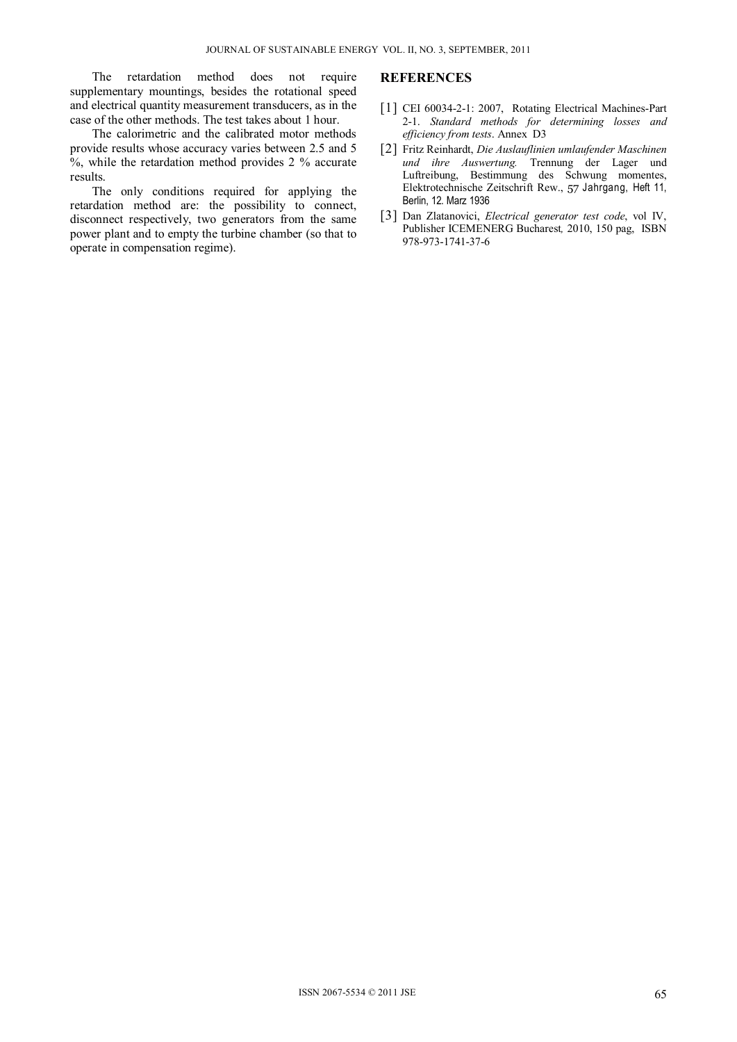The retardation method does not require supplementary mountings, besides the rotational speed and electrical quantity measurement transducers, as in the case of the other methods. The test takes about 1 hour.

The calorimetric and the calibrated motor methods provide results whose accuracy varies between 2.5 and 5 %, while the retardation method provides 2 % accurate results.

The only conditions required for applying the retardation method are: the possibility to connect, disconnect respectively, two generators from the same power plant and to empty the turbine chamber (so that to operate in compensation regime).

## REFERENCES

[1] CEI 60034-2-1: 2007, Rotating Electrical Machines-Part 2-1. *Standard methods for determining losses and efficiency from tests*. Annex D3

[2] Fritz Reinhardt, *Die Auslauflinien umlaufender Maschinen und ihre Auswertung.* Trennung der Lager und Luftreibung, Bestimmung des Schwung momentes, Elektrotechnische Zeitschrift Rew., 57 Jahrgang, Heft 11, Berlin, 12. Marz 1936

[3] Dan Zlatanovici, *Electrical generator test code*, vol IV, Publisher ICEMENERG Bucharest, 2010, 150 pag, ISBN 978-973-1741-37-6